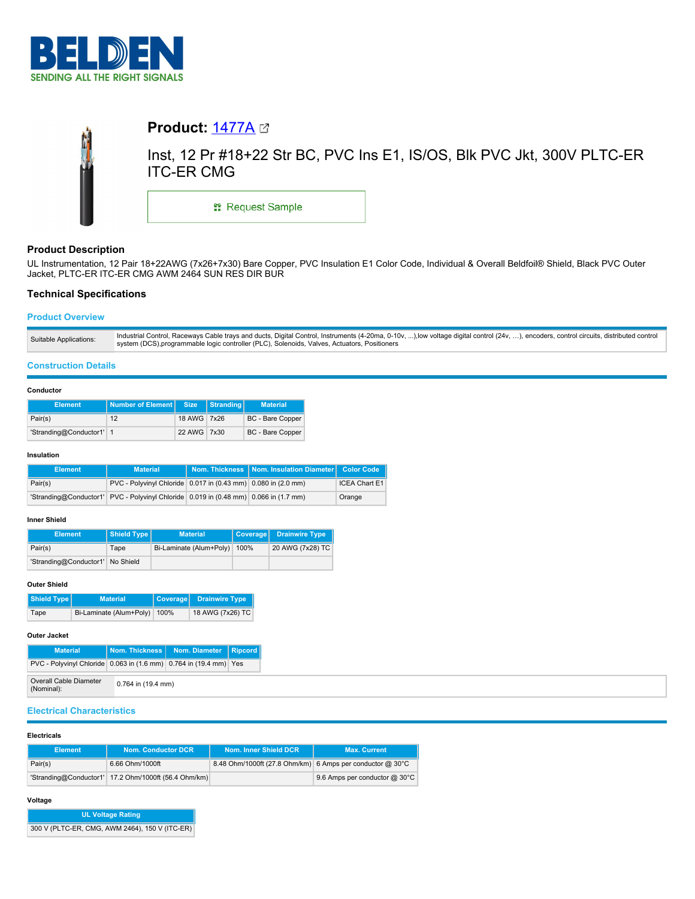BELDEN

SENDING ALL THE RIGHT SIGNALS

# Product: 1477A

Inst, 12 Pr #18+22 Str BC, PVC Ins E1, IS/OS, Blk PVC Jkt, 300V PLTC-ER ITC-ER CMG

Request Sample

## Product Description

UL Instrumentation, 12 Pair 18+22AWG (7x26+7x30) Bare Copper, PVC Insulation E1 Color Code, Individual & Overall Beldfoil® Shield, Black PVC Outer Jacket, PLTC-ER ITC-ER CMG AWM 2464 SUN RES DIR BUR

## Technical Specifications

### Product Overview

| | |
|---|---|
| Suitable Applications: | Industrial Control, Raceways Cable trays and ducts, Digital Control, Instruments (4-20ma, 0-10v, ...),low voltage digital control (24v, …), encoders, control circuits, distributed control system (DCS),programmable logic controller (PLC), Solenoids, Valves, Actuators, Positioners |

### Construction Details

#### Conductor

| Element | Number of Element | Size | Stranding | Material |
|---|---|---|---|---|
| Pair(s) | 12 | 18 AWG | 7x26 | BC - Bare Copper |
| 'Stranding@Conductor1' | 1 | 22 AWG | 7x30 | BC - Bare Copper |

#### Insulation

| Element | Material | Nom. Thickness | Nom. Insulation Diameter | Color Code |
|---|---|---|---|---|
| Pair(s) | PVC - Polyvinyl Chloride | 0.017 in (0.43 mm) | 0.080 in (2.0 mm) | ICEA Chart E1 |
| 'Stranding@Conductor1' | PVC - Polyvinyl Chloride | 0.019 in (0.48 mm) | 0.066 in (1.7 mm) | Orange |

#### Inner Shield

| Element | Shield Type | Material | Coverage | Drainwire Type |
|---|---|---|---|---|
| Pair(s) | Tape | Bi-Laminate (Alum+Poly) | 100% | 20 AWG (7x28) TC |
| 'Stranding@Conductor1' | No Shield | | | |

#### Outer Shield

| Shield Type | Material | Coverage | Drainwire Type |
|---|---|---|---|
| Tape | Bi-Laminate (Alum+Poly) | 100% | 18 AWG (7x26) TC |

#### Outer Jacket

| Material | Nom. Thickness | Nom. Diameter | Ripcord |
|---|---|---|---|
| PVC - Polyvinyl Chloride | 0.063 in (1.6 mm) | 0.764 in (19.4 mm) | Yes |

| | |
|---|---|
| Overall Cable Diameter (Nominal): | 0.764 in (19.4 mm) |

### Electrical Characteristics

#### Electricals

| Element | Nom. Conductor DCR | Nom. Inner Shield DCR | Max. Current |
|---|---|---|---|
| Pair(s) | 6.66 Ohm/1000ft | 8.48 Ohm/1000ft (27.8 Ohm/km) | 6 Amps per conductor @ 30°C |
| 'Stranding@Conductor1' | 17.2 Ohm/1000ft (56.4 Ohm/km) | | 9.6 Amps per conductor @ 30°C |

#### Voltage

| UL Voltage Rating |
|---|
| 300 V (PLTC-ER, CMG, AWM 2464), 150 V (ITC-ER) |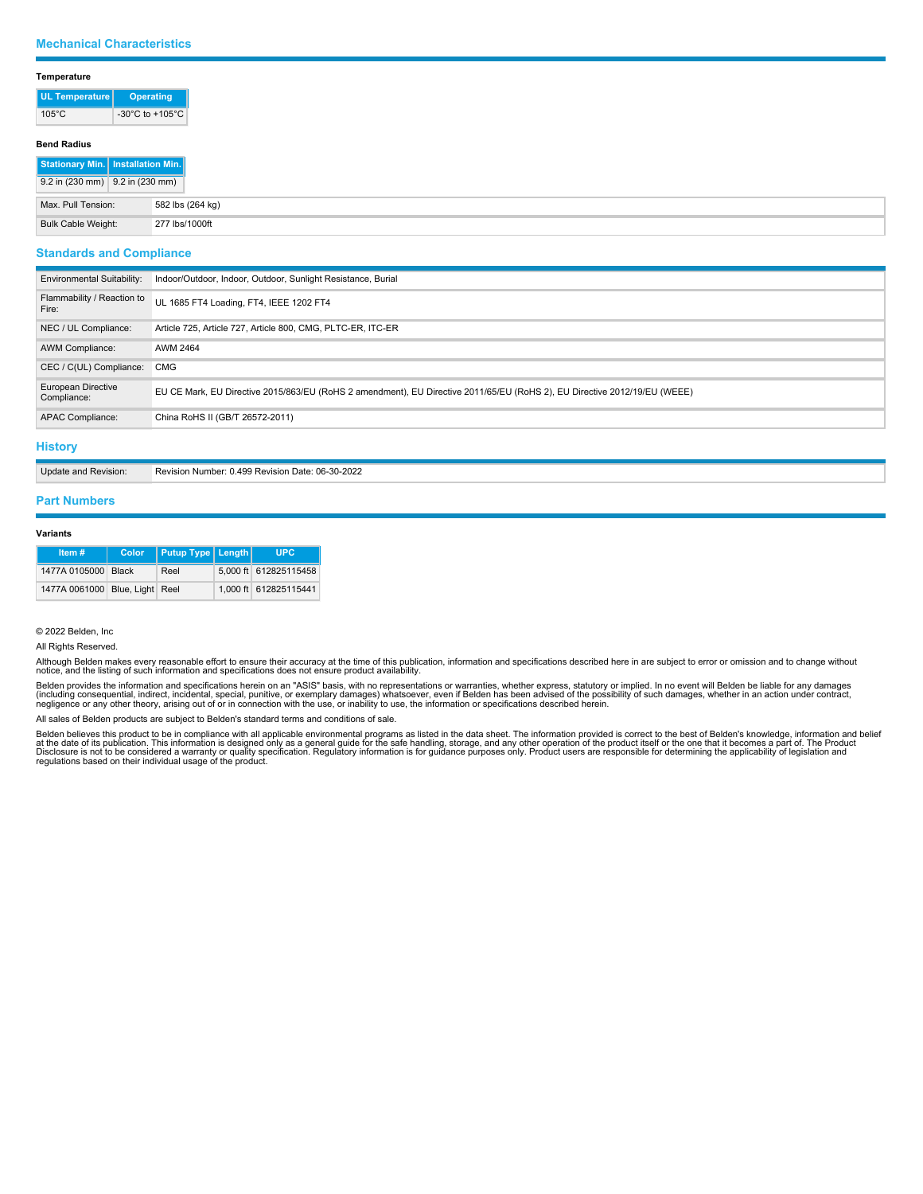## Mechanical Characteristics

### Temperature

| UL Temperature | Operating |
|---|---|
| 105°C | -30°C to +105°C |

### Bend Radius

| Stationary Min. | Installation Min. |
|---|---|
| 9.2 in (230 mm) | 9.2 in (230 mm) |

| | |
|---|---|
| Max. Pull Tension: | 582 lbs (264 kg) |
| Bulk Cable Weight: | 277 lbs/1000ft |

## Standards and Compliance

| | |
|---|---|
| Environmental Suitability: | Indoor/Outdoor, Indoor, Outdoor, Sunlight Resistance, Burial |
| Flammability / Reaction to Fire: | UL 1685 FT4 Loading, FT4, IEEE 1202 FT4 |
| NEC / UL Compliance: | Article 725, Article 727, Article 800, CMG, PLTC-ER, ITC-ER |
| AWM Compliance: | AWM 2464 |
| CEC / C(UL) Compliance: | CMG |
| European Directive Compliance: | EU CE Mark, EU Directive 2015/863/EU (RoHS 2 amendment), EU Directive 2011/65/EU (RoHS 2), EU Directive 2012/19/EU (WEEE) |
| APAC Compliance: | China RoHS II (GB/T 26572-2011) |

## History

| | |
|---|---|
| Update and Revision: | Revision Number: 0.499 Revision Date: 06-30-2022 |

## Part Numbers

### Variants

| Item # | Color | Putup Type | Length | UPC |
|---|---|---|---|---|
| 1477A 0105000 | Black | Reel | 5,000 ft | 612825115458 |
| 1477A 0061000 | Blue, Light | Reel | 1,000 ft | 612825115441 |

© 2022 Belden, Inc

All Rights Reserved.

Although Belden makes every reasonable effort to ensure their accuracy at the time of this publication, information and specifications described here in are subject to error or omission and to change without notice, and the listing of such information and specifications does not ensure product availability.

Belden provides the information and specifications herein on an "ASIS" basis, with no representations or warranties, whether express, statutory or implied. In no event will Belden be liable for any damages (including consequential, indirect, incidental, special, punitive, or exemplary damages) whatsoever, even if Belden has been advised of the possibility of such damages, whether in an action under contract, negligence or any other theory, arising out of or in connection with the use, or inability to use, the information or specifications described herein.

All sales of Belden products are subject to Belden's standard terms and conditions of sale.

Belden believes this product to be in compliance with all applicable environmental programs as listed in the data sheet. The information provided is correct to the best of Belden's knowledge, information and belief at the date of its publication. This information is designed only as a general guide for the safe handling, storage, and any other operation of the product itself or the one that it becomes a part of. The Product Disclosure is not to be considered a warranty or quality specification. Regulatory information is for guidance purposes only. Product users are responsible for determining the applicability of legislation and regulations based on their individual usage of the product.